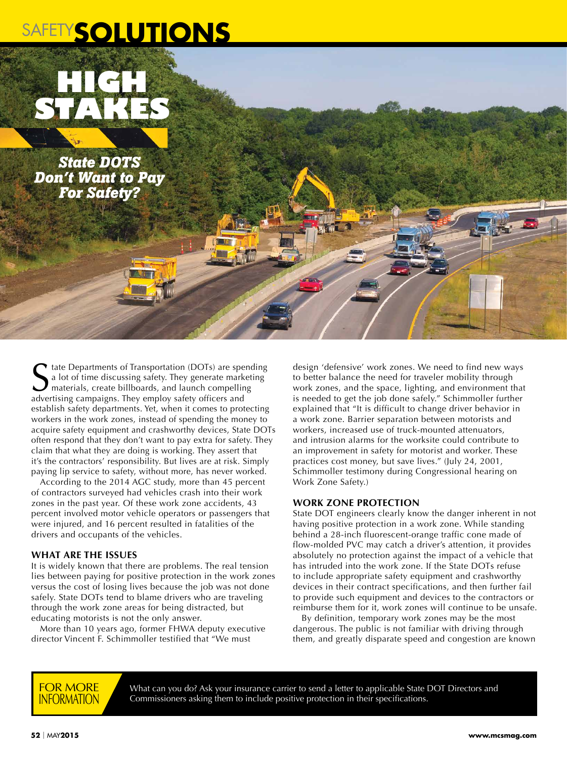# SAFETY SOLUTIONS

# HIGH STAKES

## *State DOTS Don't Want to Pay For Safety?*

State Departments of Transportation (DOTs) are spending a lot of time discussing safety. They generate marketing materials, create billboards, and launch compelling advertising campaigns. They employ safety officers and establish safety departments. Yet, when it comes to protecting workers in the work zones, instead of spending the money to acquire safety equipment and crashworthy devices, State DOTs often respond that they don't want to pay extra for safety. They claim that what they are doing is working. They assert that it's the contractors' responsibility. But lives are at risk. Simply paying lip service to safety, without more, has never worked.

According to the 2014 AGC study, more than 45 percent of contractors surveyed had vehicles crash into their work zones in the past year. Of these work zone accidents, 43 percent involved motor vehicle operators or passengers that were injured, and 16 percent resulted in fatalities of the drivers and occupants of the vehicles.

### WHAT ARE THE ISSUES

It is widely known that there are problems. The real tension lies between paying for positive protection in the work zones versus the cost of losing lives because the job was not done safely. State DOTs tend to blame drivers who are traveling through the work zone areas for being distracted, but educating motorists is not the only answer.

More than 10 years ago, former FHWA deputy executive director Vincent F. Schimmoller testified that "We must design 'defensive' work zones. We need to find new ways to better balance the need for traveler mobility through work zones, and the space, lighting, and environment that is needed to get the job done safely." Schimmoller further explained that "It is difficult to change driver behavior in a work zone. Barrier separation between motorists and workers, increased use of truck-mounted attenuators, and intrusion alarms for the worksite could contribute to an improvement in safety for motorist and worker. These practices cost money, but save lives." (July 24, 2001, Schimmoller testimony during Congressional hearing on Work Zone Safety.)

### WORK ZONE PROTECTION

State DOT engineers clearly know the danger inherent in not having positive protection in a work zone. While standing behind a 28-inch fluorescent-orange traffic cone made of flow-molded PVC may catch a driver's attention, it provides absolutely no protection against the impact of a vehicle that has intruded into the work zone. If the State DOTs refuse to include appropriate safety equipment and crashworthy devices in their contract specifications, and then further fail to provide such equipment and devices to the contractors or reimburse them for it, work zones will continue to be unsafe.

By definition, temporary work zones may be the most dangerous. The public is not familiar with driving through them, and greatly disparate speed and congestion are known

**FOR MORE INFORMATION**

What can you do? Ask your insurance carrier to send a letter to applicable State DOT Directors and Commissioners asking them to include positive protection in their specifications.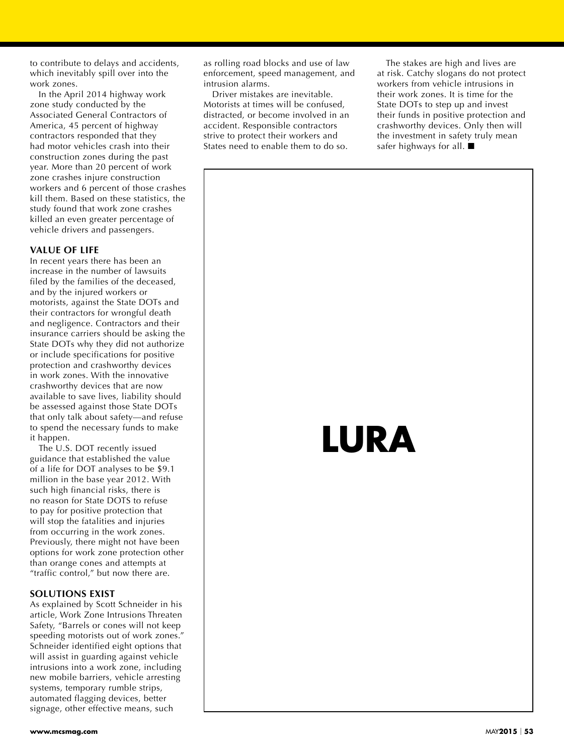to contribute to delays and accidents, which inevitably spill over into the work zones.

In the April 2014 highway work zone study conducted by the Associated General Contractors of America, 45 percent of highway contractors responded that they had motor vehicles crash into their construction zones during the past year. More than 20 percent of work zone crashes injure construction workers and 6 percent of those crashes kill them. Based on these statistics, the study found that work zone crashes killed an even greater percentage of vehicle drivers and passengers.

### VALUE OF LIFE

In recent years there has been an increase in the number of lawsuits filed by the families of the deceased, and by the injured workers or motorists, against the State DOTs and their contractors for wrongful death and negligence. Contractors and their insurance carriers should be asking the State DOTs why they did not authorize or include specifications for positive protection and crashworthy devices in work zones. With the innovative crashworthy devices that are now available to save lives, liability should be assessed against those State DOTs that only talk about safety—and refuse to spend the necessary funds to make it happen.

The U.S. DOT recently issued guidance that established the value of a life for DOT analyses to be $9.1 million in the base year 2012. With such high financial risks, there is no reason for State DOTS to refuse to pay for positive protection that will stop the fatalities and injuries from occurring in the work zones. Previously, there might not have been options for work zone protection other than orange cones and attempts at "traffic control," but now there are.

### SOLUTIONS EXIST

As explained by Scott Schneider in his article, Work Zone Intrusions Threaten Safety, "Barrels or cones will not keep speeding motorists out of work zones." Schneider identified eight options that will assist in guarding against vehicle intrusions into a work zone, including new mobile barriers, vehicle arresting systems, temporary rumble strips, automated flagging devices, better signage, other effective means, such as rolling road blocks and use of law enforcement, speed management, and intrusion alarms.

Driver mistakes are inevitable. Motorists at times will be confused, distracted, or become involved in an accident. Responsible contractors strive to protect their workers and States need to enable them to do so.

The stakes are high and lives are at risk. Catchy slogans do not protect workers from vehicle intrusions in their work zones. It is time for the State DOTs to step up and invest their funds in positive protection and crashworthy devices. Only then will the investment in safety truly mean safer highways for all. ■

LURA